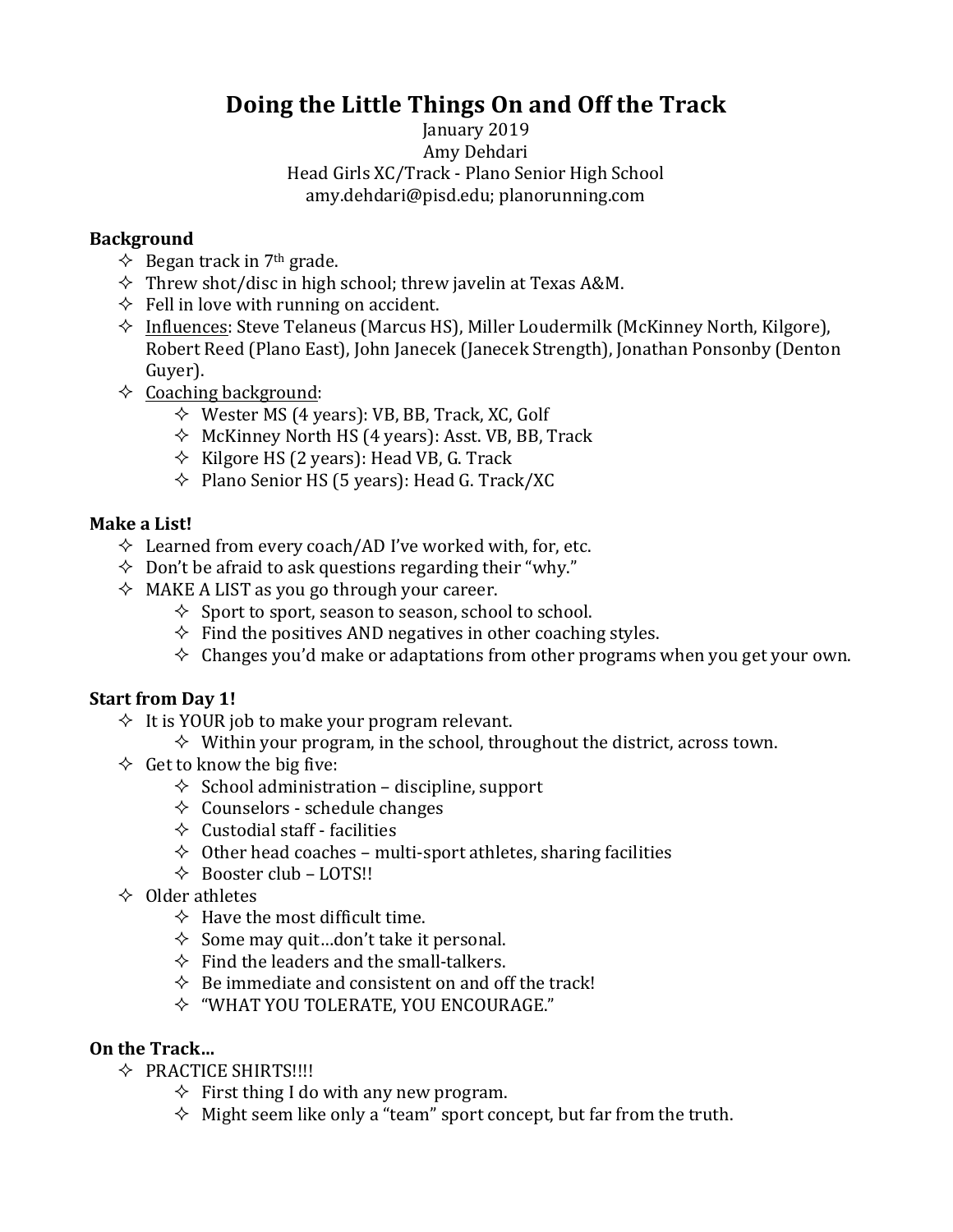# Doing the Little Things On and Off the Track

January 2019
Amy Dehdari
Head Girls XC/Track - Plano Senior High School
amy.dehdari@pisd.edu; planorunning.com

**Background**

- Began track in 7th grade.
- Threw shot/disc in high school; threw javelin at Texas A&M.
- Fell in love with running on accident.
- Influences: Steve Telaneus (Marcus HS), Miller Loudermilk (McKinney North, Kilgore), Robert Reed (Plano East), John Janecek (Janecek Strength), Jonathan Ponsonby (Denton Guyer).
- Coaching background:
  - Wester MS (4 years): VB, BB, Track, XC, Golf
  - McKinney North HS (4 years): Asst. VB, BB, Track
  - Kilgore HS (2 years): Head VB, G. Track
  - Plano Senior HS (5 years): Head G. Track/XC

**Make a List!**

- Learned from every coach/AD I've worked with, for, etc.
- Don't be afraid to ask questions regarding their "why."
- MAKE A LIST as you go through your career.
  - Sport to sport, season to season, school to school.
  - Find the positives AND negatives in other coaching styles.
  - Changes you'd make or adaptations from other programs when you get your own.

**Start from Day 1!**

- It is YOUR job to make your program relevant.
  - Within your program, in the school, throughout the district, across town.
- Get to know the big five:
  - School administration – discipline, support
  - Counselors - schedule changes
  - Custodial staff - facilities
  - Other head coaches – multi-sport athletes, sharing facilities
  - Booster club – LOTS!!
- Older athletes
  - Have the most difficult time.
  - Some may quit…don't take it personal.
  - Find the leaders and the small-talkers.
  - Be immediate and consistent on and off the track!
  - "WHAT YOU TOLERATE, YOU ENCOURAGE."

**On the Track…**

- PRACTICE SHIRTS!!!!
  - First thing I do with any new program.
  - Might seem like only a "team" sport concept, but far from the truth.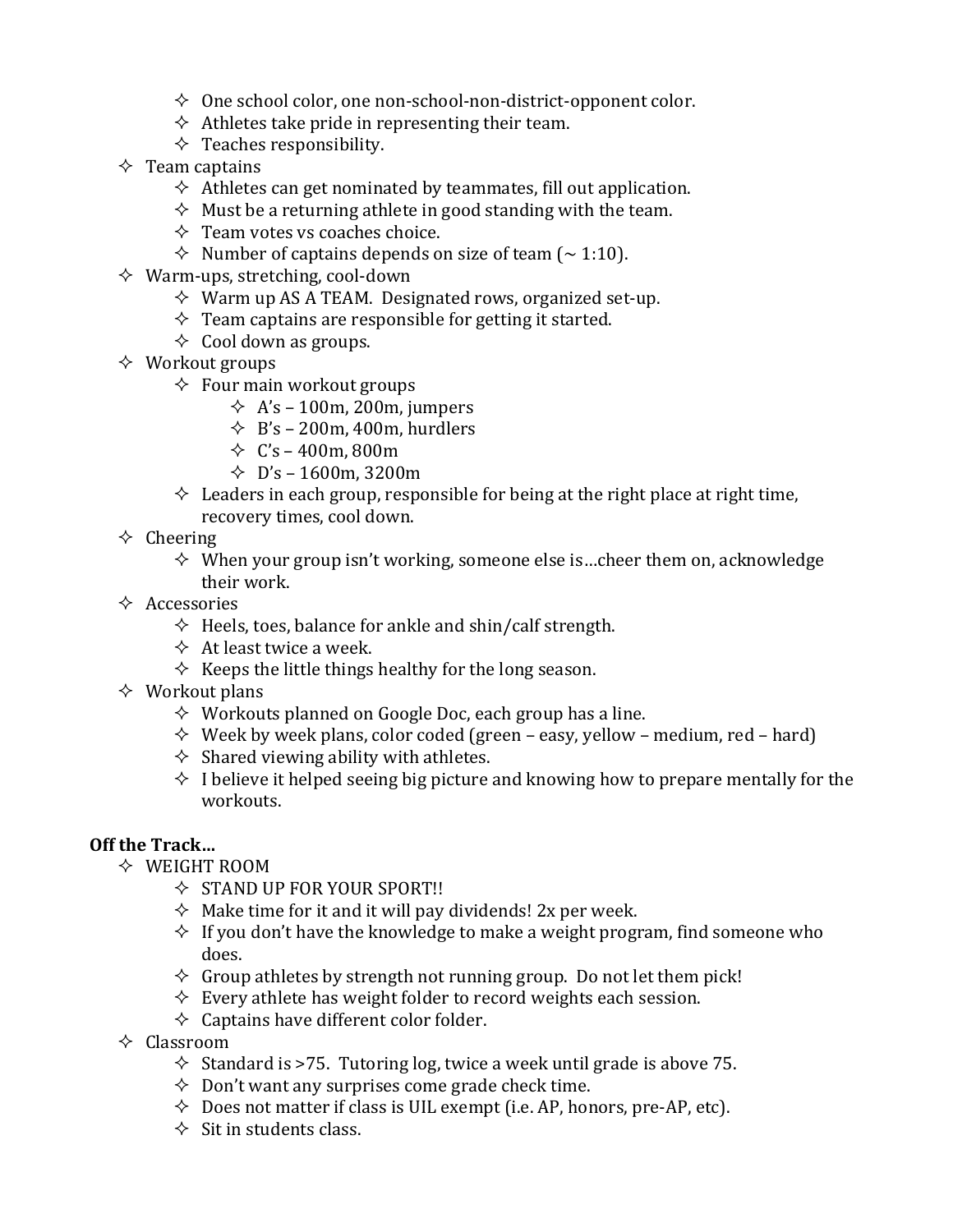- One school color, one non-school-non-district-opponent color.
  - Athletes take pride in representing their team.
  - Teaches responsibility.
- Team captains
  - Athletes can get nominated by teammates, fill out application.
  - Must be a returning athlete in good standing with the team.
  - Team votes vs coaches choice.
  - Number of captains depends on size of team (~ 1:10).
- Warm-ups, stretching, cool-down
  - Warm up AS A TEAM. Designated rows, organized set-up.
  - Team captains are responsible for getting it started.
  - Cool down as groups.
- Workout groups
  - Four main workout groups
    - A's – 100m, 200m, jumpers
    - B's – 200m, 400m, hurdlers
    - C's – 400m, 800m
    - D's – 1600m, 3200m
  - Leaders in each group, responsible for being at the right place at right time, recovery times, cool down.
- Cheering
  - When your group isn't working, someone else is…cheer them on, acknowledge their work.
- Accessories
  - Heels, toes, balance for ankle and shin/calf strength.
  - At least twice a week.
  - Keeps the little things healthy for the long season.
- Workout plans
  - Workouts planned on Google Doc, each group has a line.
  - Week by week plans, color coded (green – easy, yellow – medium, red – hard)
  - Shared viewing ability with athletes.
  - I believe it helped seeing big picture and knowing how to prepare mentally for the workouts.

**Off the Track…**

- WEIGHT ROOM
  - STAND UP FOR YOUR SPORT!!
  - Make time for it and it will pay dividends! 2x per week.
  - If you don't have the knowledge to make a weight program, find someone who does.
  - Group athletes by strength not running group. Do not let them pick!
  - Every athlete has weight folder to record weights each session.
  - Captains have different color folder.
- Classroom
  - Standard is >75. Tutoring log, twice a week until grade is above 75.
  - Don't want any surprises come grade check time.
  - Does not matter if class is UIL exempt (i.e. AP, honors, pre-AP, etc).
  - Sit in students class.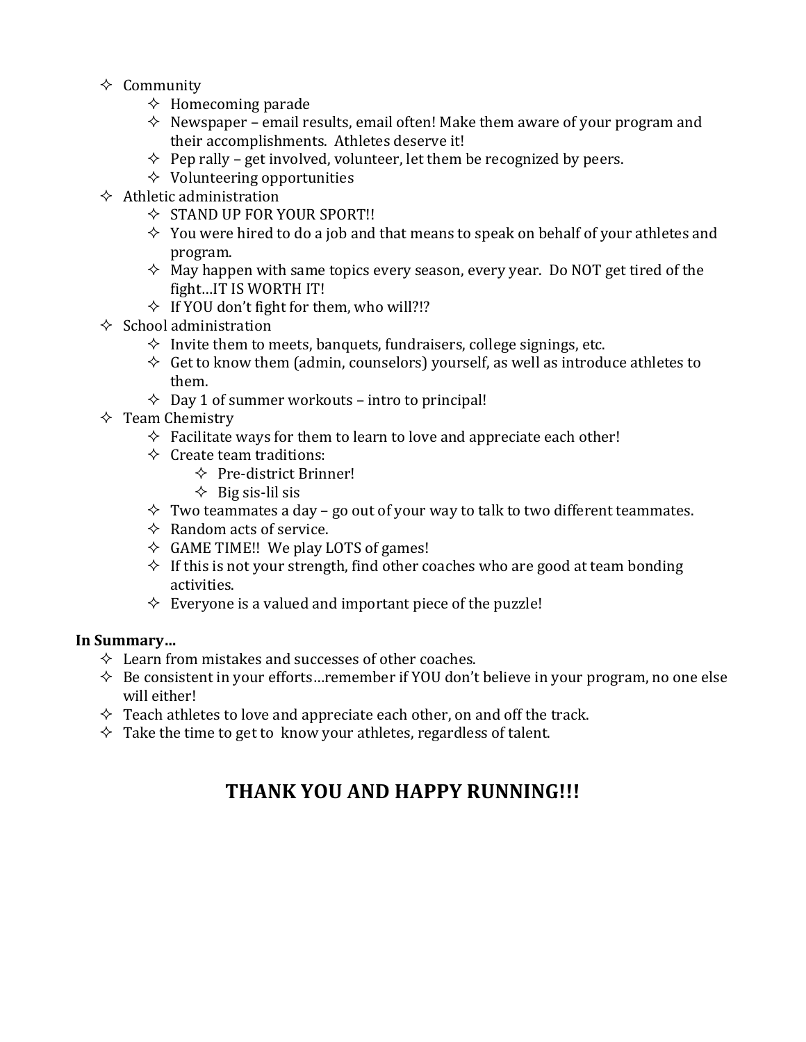- Community
  - Homecoming parade
  - Newspaper – email results, email often! Make them aware of your program and their accomplishments. Athletes deserve it!
  - Pep rally – get involved, volunteer, let them be recognized by peers.
  - Volunteering opportunities
- Athletic administration
  - STAND UP FOR YOUR SPORT!!
  - You were hired to do a job and that means to speak on behalf of your athletes and program.
  - May happen with same topics every season, every year. Do NOT get tired of the fight…IT IS WORTH IT!
  - If YOU don't fight for them, who will?!?
- School administration
  - Invite them to meets, banquets, fundraisers, college signings, etc.
  - Get to know them (admin, counselors) yourself, as well as introduce athletes to them.
  - Day 1 of summer workouts – intro to principal!
- Team Chemistry
  - Facilitate ways for them to learn to love and appreciate each other!
  - Create team traditions:
    - Pre-district Brinner!
    - Big sis-lil sis
  - Two teammates a day – go out of your way to talk to two different teammates.
  - Random acts of service.
  - GAME TIME!! We play LOTS of games!
  - If this is not your strength, find other coaches who are good at team bonding activities.
  - Everyone is a valued and important piece of the puzzle!

**In Summary…**

- Learn from mistakes and successes of other coaches.
- Be consistent in your efforts…remember if YOU don't believe in your program, no one else will either!
- Teach athletes to love and appreciate each other, on and off the track.
- Take the time to get to know your athletes, regardless of talent.

## THANK YOU AND HAPPY RUNNING!!!